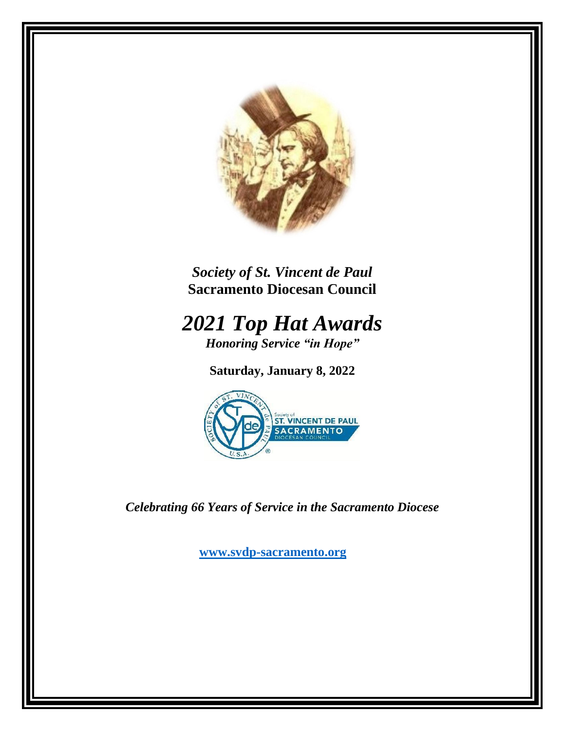*Society of St. Vincent de Paul*
**Sacramento Diocesan Council**

# *2021 Top Hat Awards*

***Honoring Service "in Hope"***

**Saturday, January 8, 2022**

*Celebrating 66 Years of Service in the Sacramento Diocese*

**www.svdp-sacramento.org**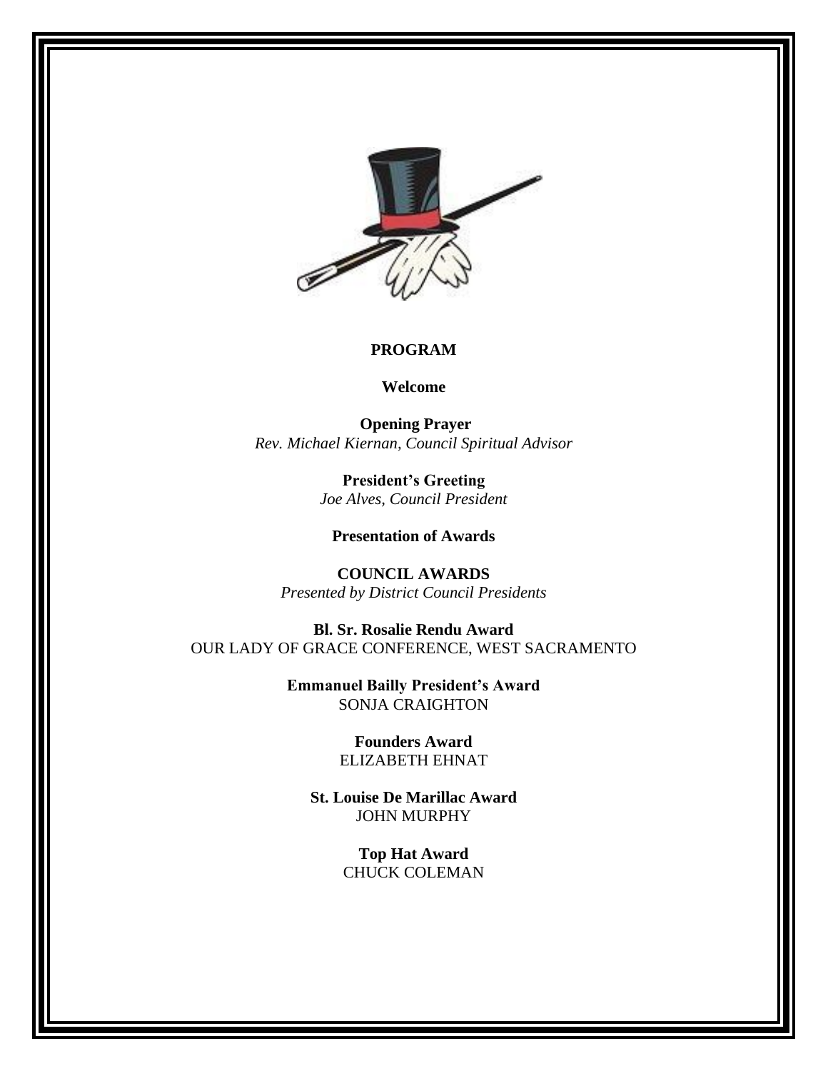**PROGRAM**

**Welcome**

**Opening Prayer**
*Rev. Michael Kiernan, Council Spiritual Advisor*

**President's Greeting**
*Joe Alves, Council President*

**Presentation of Awards**

**COUNCIL AWARDS**
*Presented by District Council Presidents*

**Bl. Sr. Rosalie Rendu Award**
OUR LADY OF GRACE CONFERENCE, WEST SACRAMENTO

**Emmanuel Bailly President's Award**
SONJA CRAIGHTON

**Founders Award**
ELIZABETH EHNAT

**St. Louise De Marillac Award**
JOHN MURPHY

**Top Hat Award**
CHUCK COLEMAN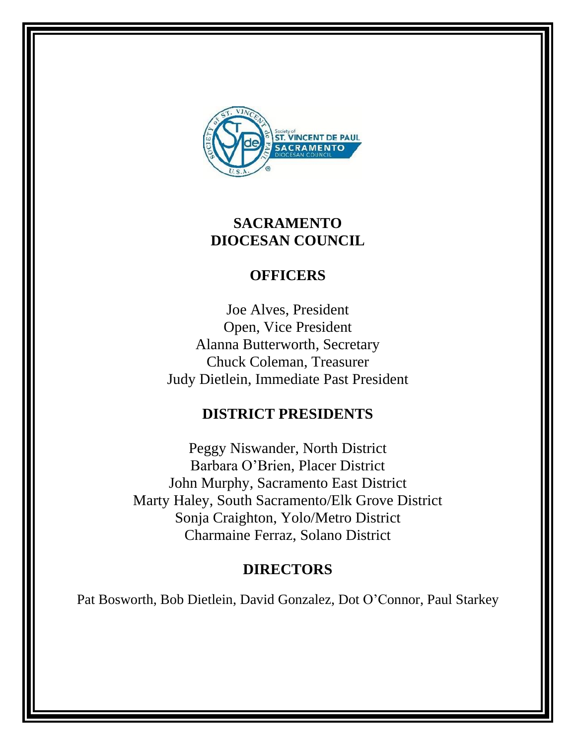# SACRAMENTO DIOCESAN COUNCIL

## OFFICERS

Joe Alves, President
Open, Vice President
Alanna Butterworth, Secretary
Chuck Coleman, Treasurer
Judy Dietlein, Immediate Past President

## DISTRICT PRESIDENTS

Peggy Niswander, North District
Barbara O'Brien, Placer District
John Murphy, Sacramento East District
Marty Haley, South Sacramento/Elk Grove District
Sonja Craighton, Yolo/Metro District
Charmaine Ferraz, Solano District

## DIRECTORS

Pat Bosworth, Bob Dietlein, David Gonzalez, Dot O'Connor, Paul Starkey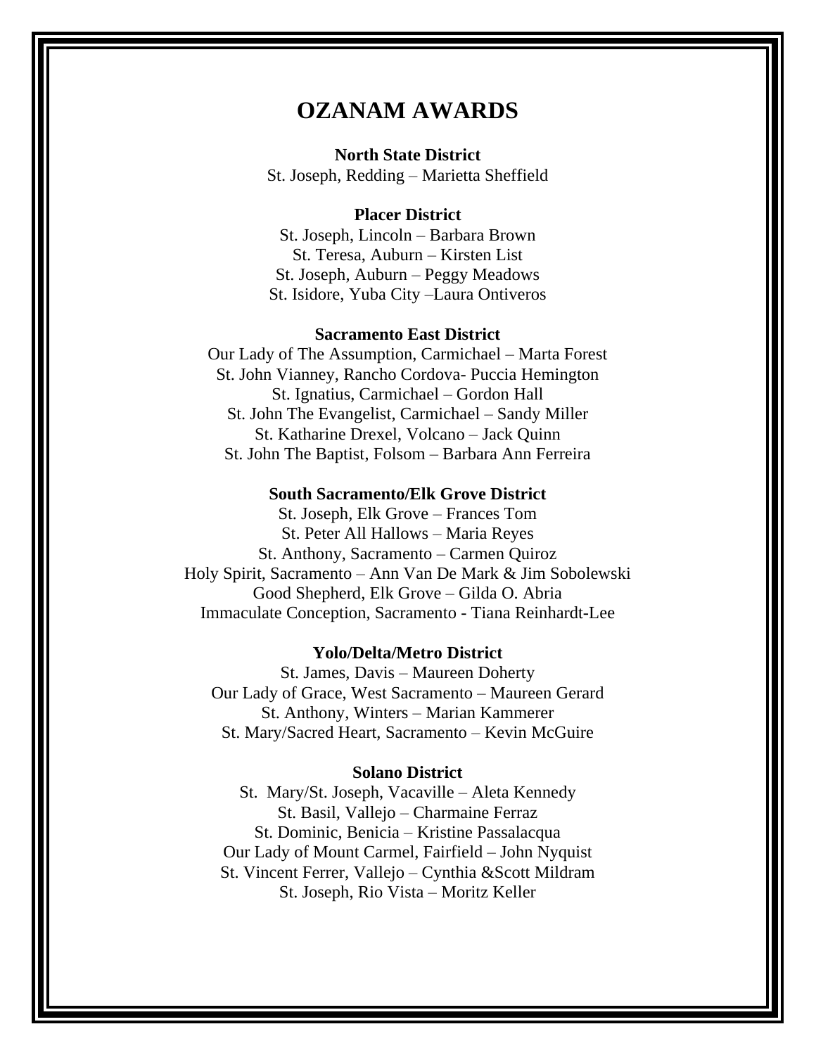# OZANAM AWARDS

**North State District**

St. Joseph, Redding – Marietta Sheffield

**Placer District**

St. Joseph, Lincoln – Barbara Brown
St. Teresa, Auburn – Kirsten List
St. Joseph, Auburn – Peggy Meadows
St. Isidore, Yuba City –Laura Ontiveros

**Sacramento East District**

Our Lady of The Assumption, Carmichael – Marta Forest
St. John Vianney, Rancho Cordova- Puccia Hemington
St. Ignatius, Carmichael – Gordon Hall
St. John The Evangelist, Carmichael – Sandy Miller
St. Katharine Drexel, Volcano – Jack Quinn
St. John The Baptist, Folsom – Barbara Ann Ferreira

**South Sacramento/Elk Grove District**

St. Joseph, Elk Grove – Frances Tom
St. Peter All Hallows – Maria Reyes
St. Anthony, Sacramento – Carmen Quiroz
Holy Spirit, Sacramento – Ann Van De Mark & Jim Sobolewski
Good Shepherd, Elk Grove – Gilda O. Abria
Immaculate Conception, Sacramento - Tiana Reinhardt-Lee

**Yolo/Delta/Metro District**

St. James, Davis – Maureen Doherty
Our Lady of Grace, West Sacramento – Maureen Gerard
St. Anthony, Winters – Marian Kammerer
St. Mary/Sacred Heart, Sacramento – Kevin McGuire

**Solano District**

St. Mary/St. Joseph, Vacaville – Aleta Kennedy
St. Basil, Vallejo – Charmaine Ferraz
St. Dominic, Benicia – Kristine Passalacqua
Our Lady of Mount Carmel, Fairfield – John Nyquist
St. Vincent Ferrer, Vallejo – Cynthia &Scott Mildram
St. Joseph, Rio Vista – Moritz Keller